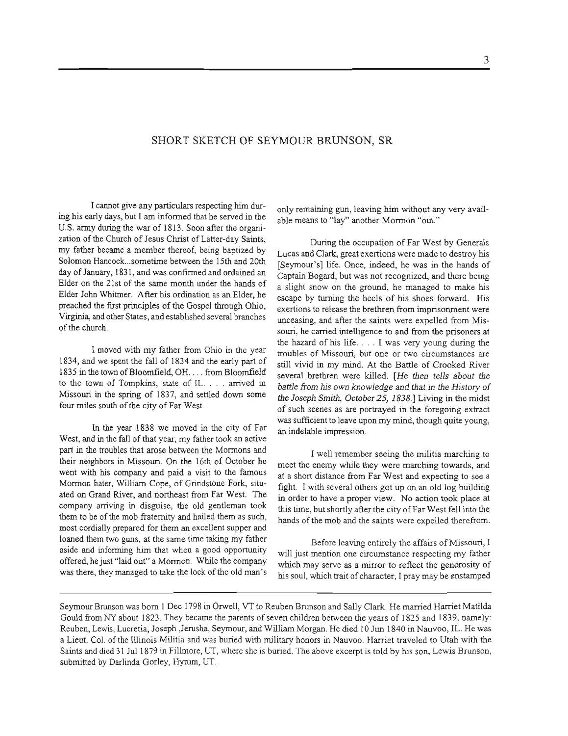## SHORT SKETCH OF SEYMOUR BRUNSON, SR

I cannot give any particulars respecting him during his early days, but I am informed that he served in the U.S. army during the war of 1813. Soon after the organization of the Church of Jesus Christ of Latter-day Saints, my father became a member thereof, being baptized by Solomon Hancock...sometime between the 15th and 20th day of January, 1831, and was confirmed and ordained an Elder on the 21st of the same month under the hands of Elder John Whitmer. After his ordination as an Elder, he preached the first principles of the Gospel through Ohio, Virginia, and other States, and established several branches of the church.

I moved with my father from Ohio in the year 1834, and we spent the fall of 1834 and the early part of 1835 in the town of Bloomfield, OH. . . . from Bloomfield to the town of Tompkins, state of IL. . . . arrived in Missouri in the spring of 1837, and settled down some four miles south of the city of Far West.

In the year 1838 we moved in the city of Far West, and in the fall of that year, my father took an active part in the troubles that arose between the Mormons and their neighbors in Missouri. On the 16th of October he went with his company and paid a visit to the famous Mormon hater, William Cope, of Grindstone Fork, situated on Grand River, and northeast from Far West. The company arriving in disguise, the old gentleman took them to be of the mob fraternity and hailed them as such, most cordially prepared for them an excellent supper and loaned them two guns, at the same time taking my father aside and informing him that when a good opportunity offered, he just "laid out" a Mormon. While the company was there, they managed to take the lock of the old man's only remaining gun, leaving him without any very available means to "lay" another Mormon "out."

During the occupation of Far West by Generals Lucas and Clark, great exertions were made to destroy his [Seymour's] life. Once, indeed, he was in the hands of Captain Bogard, but was not recognized, and there being a slight snow on the ground, he managed to make his escape by turning the heels of his shoes forward. His exertions to release the brethren from imprisonment were unceasing, and after the saints were expelled from Missouri, he carried intelligence to and from the prisoners at the hazard of his life. . . . I was very young during the troubles of Missouri, but one or two circumstances are still vivid in my mind. At the Battle of Crooked River several brethren were killed. [*He then tells about the battle from his own knowledge and that in the History of the Joseph Smith, October 25, 1838.*] Living in the midst of such scenes as are portrayed in the foregoing extract was sufficient to leave upon my mind, though quite young, an indelible impression.

I well remember seeing the militia marching to meet the enemy while they were marching towards, and at a short distance from Far West and expecting to see a fight. I with several others got up on an old log building in order to have a proper view. No action took place at this time, but shortly after the city of Far West fell into the hands of the mob and the saints were expelled therefrom.

Before leaving entirely the affairs of Missouri, I will just mention one circumstance respecting my father which may serve as a mirror to reflect the generosity of his soul, which trait of character, I pray may be enstamped

---

Seymour Brunson was born 1 Dec 1798 in Orwell, VT to Reuben Brunson and Sally Clark. He married Harriet Matilda Gould from NY about 1823. They became the parents of seven children between the years of 1825 and 1839, namely: Reuben, Lewis, Lucretia, Joseph ,Jerusha, Seymour, and William Morgan. He died 10 Jun 1840 in Nauvoo, IL. He was a Lieut. Col. of the Illinois Militia and was buried with military honors in Nauvoo. Harriet traveled to Utah with the Saints and died 31 Jul 1879 in Fillmore, UT, where she is buried. The above excerpt is told by his son, Lewis Brunson, submitted by Darlinda Gorley, Hyrum, UT.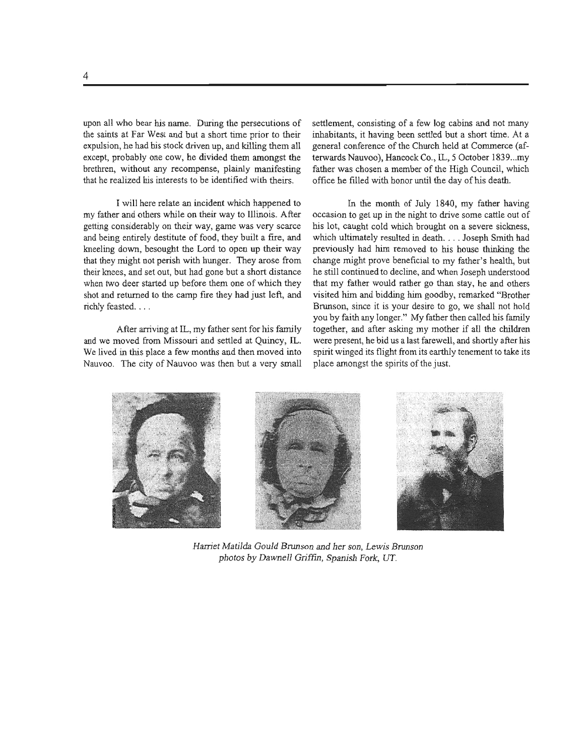upon all who bear his name. During the persecutions of the saints at Far West and but a short time prior to their expulsion, he had his stock driven up, and killing them all except, probably one cow, he divided them amongst the brethren, without any recompense, plainly manifesting that he realized his interests to be identified with theirs.

I will here relate an incident which happened to my father and others while on their way to Illinois. After getting considerably on their way, game was very scarce and being entirely destitute of food, they built a fire, and kneeling down, besought the Lord to open up their way that they might not perish with hunger. They arose from their knees, and set out, but had gone but a short distance when two deer started up before them one of which they shot and returned to the camp fire they had just left, and richly feasted. . . .

After arriving at IL, my father sent for his family and we moved from Missouri and settled at Quincy, IL. We lived in this place a few months and then moved into Nauvoo. The city of Nauvoo was then but a very small settlement, consisting of a few log cabins and not many inhabitants, it having been settled but a short time. At a general conference of the Church held at Commerce (afterwards Nauvoo), Hancock Co., IL, 5 October 1839...my father was chosen a member of the High Council, which office he filled with honor until the day of his death.

In the month of July 1840, my father having occasion to get up in the night to drive some cattle out of his lot, caught cold which brought on a severe sickness, which ultimately resulted in death. . . . Joseph Smith had previously had him removed to his house thinking the change might prove beneficial to my father's health, but he still continued to decline, and when Joseph understood that my father would rather go than stay, he and others visited him and bidding him goodby, remarked "Brother Brunson, since it is your desire to go, we shall not hold you by faith any longer." My father then called his family together, and after asking my mother if all the children were present, he bid us a last farewell, and shortly after his spirit winged its flight from its earthly tenement to take its place amongst the spirits of the just.

*Harriet Matilda Gould Brunson and her son, Lewis Brunson*
*photos by Dawnell Griffin, Spanish Fork, UT.*